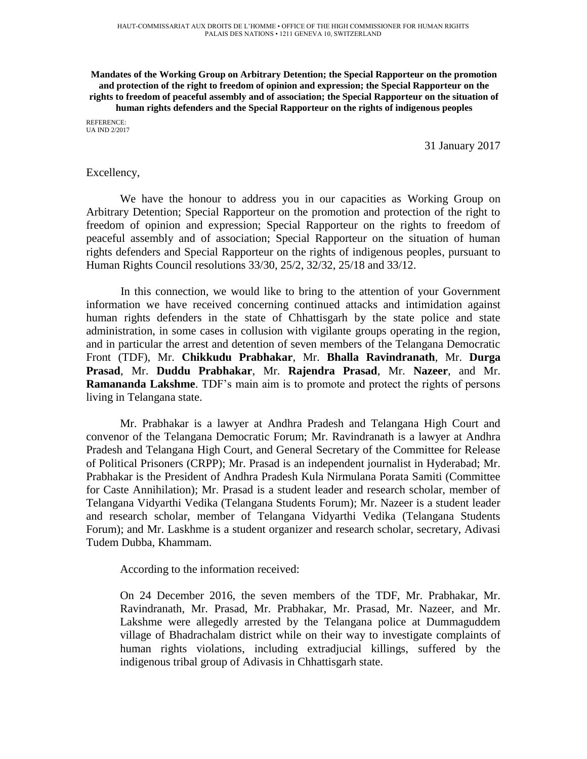HAUT-COMMISSARIAT AUX DROITS DE L'HOMME • OFFICE OF THE HIGH COMMISSIONER FOR HUMAN RIGHTS
PALAIS DES NATIONS • 1211 GENEVA 10, SWITZERLAND

**Mandates of the Working Group on Arbitrary Detention; the Special Rapporteur on the promotion and protection of the right to freedom of opinion and expression; the Special Rapporteur on the rights to freedom of peaceful assembly and of association; the Special Rapporteur on the situation of human rights defenders and the Special Rapporteur on the rights of indigenous peoples**

REFERENCE:
UA IND 2/2017

31 January 2017

Excellency,

We have the honour to address you in our capacities as Working Group on Arbitrary Detention; Special Rapporteur on the promotion and protection of the right to freedom of opinion and expression; Special Rapporteur on the rights to freedom of peaceful assembly and of association; Special Rapporteur on the situation of human rights defenders and Special Rapporteur on the rights of indigenous peoples, pursuant to Human Rights Council resolutions 33/30, 25/2, 32/32, 25/18 and 33/12.

In this connection, we would like to bring to the attention of your Government information we have received concerning continued attacks and intimidation against human rights defenders in the state of Chhattisgarh by the state police and state administration, in some cases in collusion with vigilante groups operating in the region, and in particular the arrest and detention of seven members of the Telangana Democratic Front (TDF), Mr. **Chikkudu Prabhakar**, Mr. **Bhalla Ravindranath**, Mr. **Durga Prasad**, Mr. **Duddu Prabhakar**, Mr. **Rajendra Prasad**, Mr. **Nazeer**, and Mr. **Ramananda Lakshme**. TDF's main aim is to promote and protect the rights of persons living in Telangana state.

Mr. Prabhakar is a lawyer at Andhra Pradesh and Telangana High Court and convenor of the Telangana Democratic Forum; Mr. Ravindranath is a lawyer at Andhra Pradesh and Telangana High Court, and General Secretary of the Committee for Release of Political Prisoners (CRPP); Mr. Prasad is an independent journalist in Hyderabad; Mr. Prabhakar is the President of Andhra Pradesh Kula Nirmulana Porata Samiti (Committee for Caste Annihilation); Mr. Prasad is a student leader and research scholar, member of Telangana Vidyarthi Vedika (Telangana Students Forum); Mr. Nazeer is a student leader and research scholar, member of Telangana Vidyarthi Vedika (Telangana Students Forum); and Mr. Laskhme is a student organizer and research scholar, secretary, Adivasi Tudem Dubba, Khammam.

According to the information received:

> On 24 December 2016, the seven members of the TDF, Mr. Prabhakar, Mr. Ravindranath, Mr. Prasad, Mr. Prabhakar, Mr. Prasad, Mr. Nazeer, and Mr. Lakshme were allegedly arrested by the Telangana police at Dummaguddem village of Bhadrachalam district while on their way to investigate complaints of human rights violations, including extradjucial killings, suffered by the indigenous tribal group of Adivasis in Chhattisgarh state.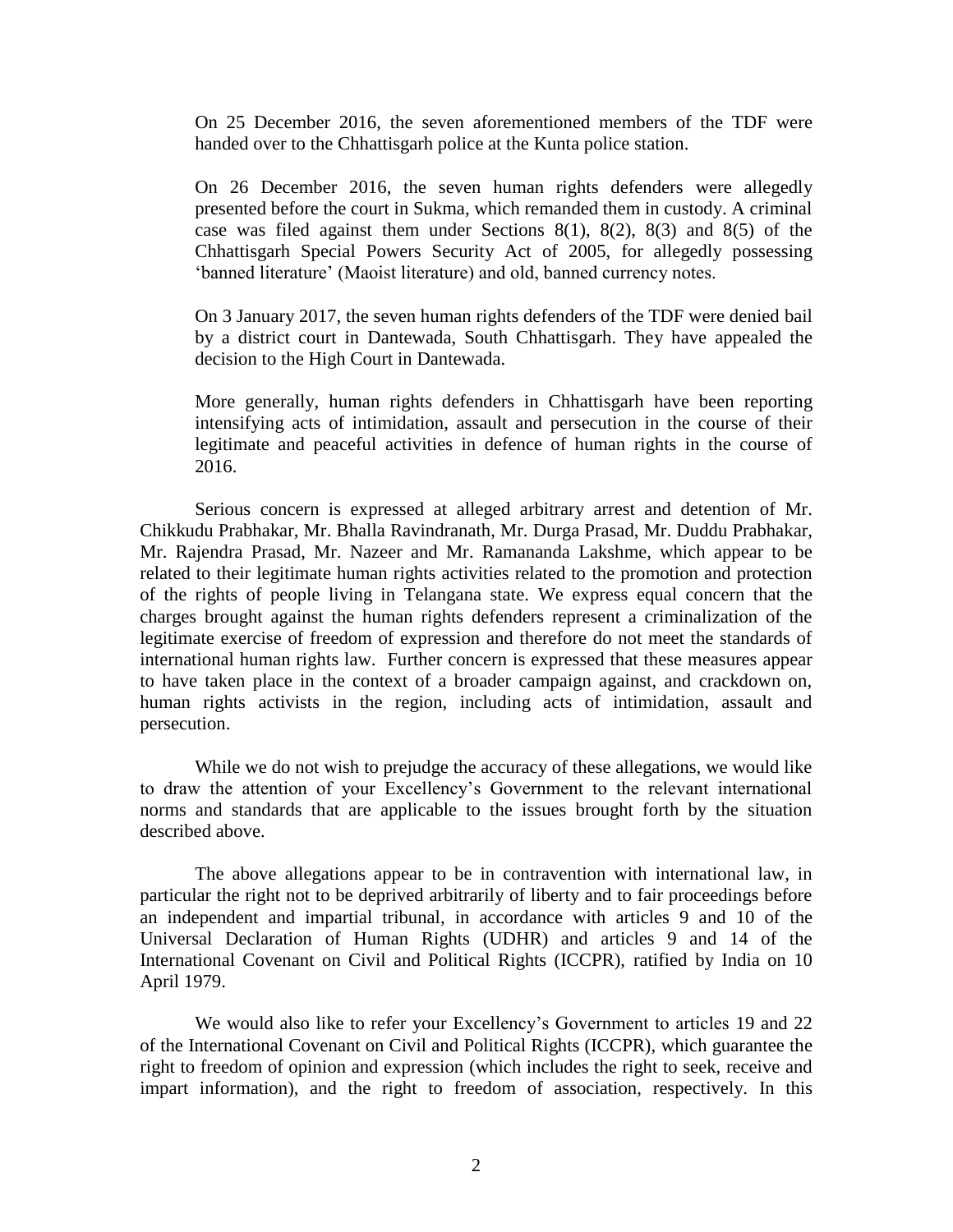On 25 December 2016, the seven aforementioned members of the TDF were handed over to the Chhattisgarh police at the Kunta police station.

On 26 December 2016, the seven human rights defenders were allegedly presented before the court in Sukma, which remanded them in custody. A criminal case was filed against them under Sections 8(1), 8(2), 8(3) and 8(5) of the Chhattisgarh Special Powers Security Act of 2005, for allegedly possessing 'banned literature' (Maoist literature) and old, banned currency notes.

On 3 January 2017, the seven human rights defenders of the TDF were denied bail by a district court in Dantewada, South Chhattisgarh. They have appealed the decision to the High Court in Dantewada.

More generally, human rights defenders in Chhattisgarh have been reporting intensifying acts of intimidation, assault and persecution in the course of their legitimate and peaceful activities in defence of human rights in the course of 2016.

Serious concern is expressed at alleged arbitrary arrest and detention of Mr. Chikkudu Prabhakar, Mr. Bhalla Ravindranath, Mr. Durga Prasad, Mr. Duddu Prabhakar, Mr. Rajendra Prasad, Mr. Nazeer and Mr. Ramananda Lakshme, which appear to be related to their legitimate human rights activities related to the promotion and protection of the rights of people living in Telangana state. We express equal concern that the charges brought against the human rights defenders represent a criminalization of the legitimate exercise of freedom of expression and therefore do not meet the standards of international human rights law. Further concern is expressed that these measures appear to have taken place in the context of a broader campaign against, and crackdown on, human rights activists in the region, including acts of intimidation, assault and persecution.

While we do not wish to prejudge the accuracy of these allegations, we would like to draw the attention of your Excellency's Government to the relevant international norms and standards that are applicable to the issues brought forth by the situation described above.

The above allegations appear to be in contravention with international law, in particular the right not to be deprived arbitrarily of liberty and to fair proceedings before an independent and impartial tribunal, in accordance with articles 9 and 10 of the Universal Declaration of Human Rights (UDHR) and articles 9 and 14 of the International Covenant on Civil and Political Rights (ICCPR), ratified by India on 10 April 1979.

We would also like to refer your Excellency's Government to articles 19 and 22 of the International Covenant on Civil and Political Rights (ICCPR), which guarantee the right to freedom of opinion and expression (which includes the right to seek, receive and impart information), and the right to freedom of association, respectively. In this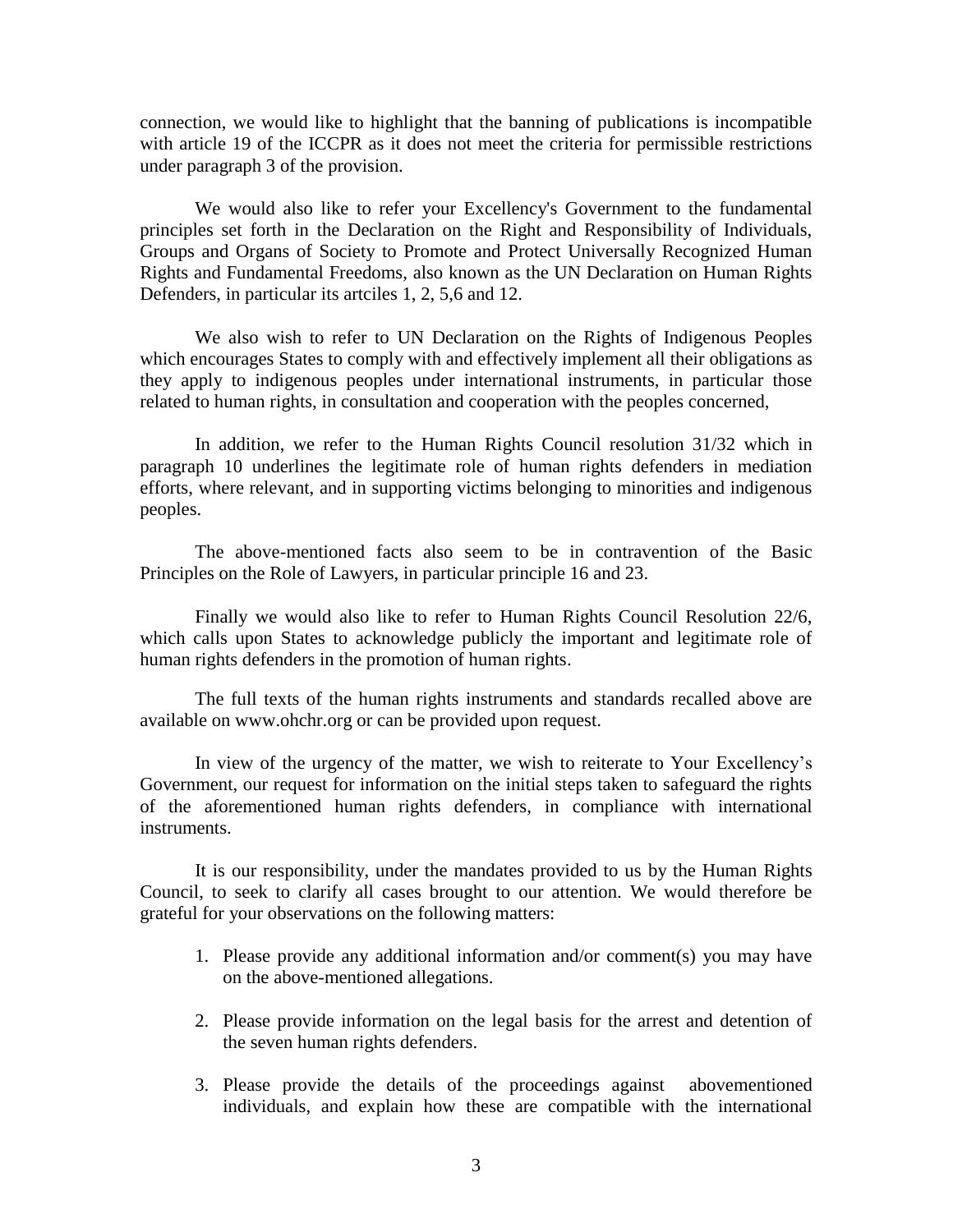connection, we would like to highlight that the banning of publications is incompatible with article 19 of the ICCPR as it does not meet the criteria for permissible restrictions under paragraph 3 of the provision.

We would also like to refer your Excellency's Government to the fundamental principles set forth in the Declaration on the Right and Responsibility of Individuals, Groups and Organs of Society to Promote and Protect Universally Recognized Human Rights and Fundamental Freedoms, also known as the UN Declaration on Human Rights Defenders, in particular its artciles 1, 2, 5,6 and 12.

We also wish to refer to UN Declaration on the Rights of Indigenous Peoples which encourages States to comply with and effectively implement all their obligations as they apply to indigenous peoples under international instruments, in particular those related to human rights, in consultation and cooperation with the peoples concerned,

In addition, we refer to the Human Rights Council resolution 31/32 which in paragraph 10 underlines the legitimate role of human rights defenders in mediation efforts, where relevant, and in supporting victims belonging to minorities and indigenous peoples.

The above-mentioned facts also seem to be in contravention of the Basic Principles on the Role of Lawyers, in particular principle 16 and 23.

Finally we would also like to refer to Human Rights Council Resolution 22/6, which calls upon States to acknowledge publicly the important and legitimate role of human rights defenders in the promotion of human rights.

The full texts of the human rights instruments and standards recalled above are available on www.ohchr.org or can be provided upon request.

In view of the urgency of the matter, we wish to reiterate to Your Excellency's Government, our request for information on the initial steps taken to safeguard the rights of the aforementioned human rights defenders, in compliance with international instruments.

It is our responsibility, under the mandates provided to us by the Human Rights Council, to seek to clarify all cases brought to our attention. We would therefore be grateful for your observations on the following matters:

1. Please provide any additional information and/or comment(s) you may have on the above-mentioned allegations.

2. Please provide information on the legal basis for the arrest and detention of the seven human rights defenders.

3. Please provide the details of the proceedings against abovementioned individuals, and explain how these are compatible with the international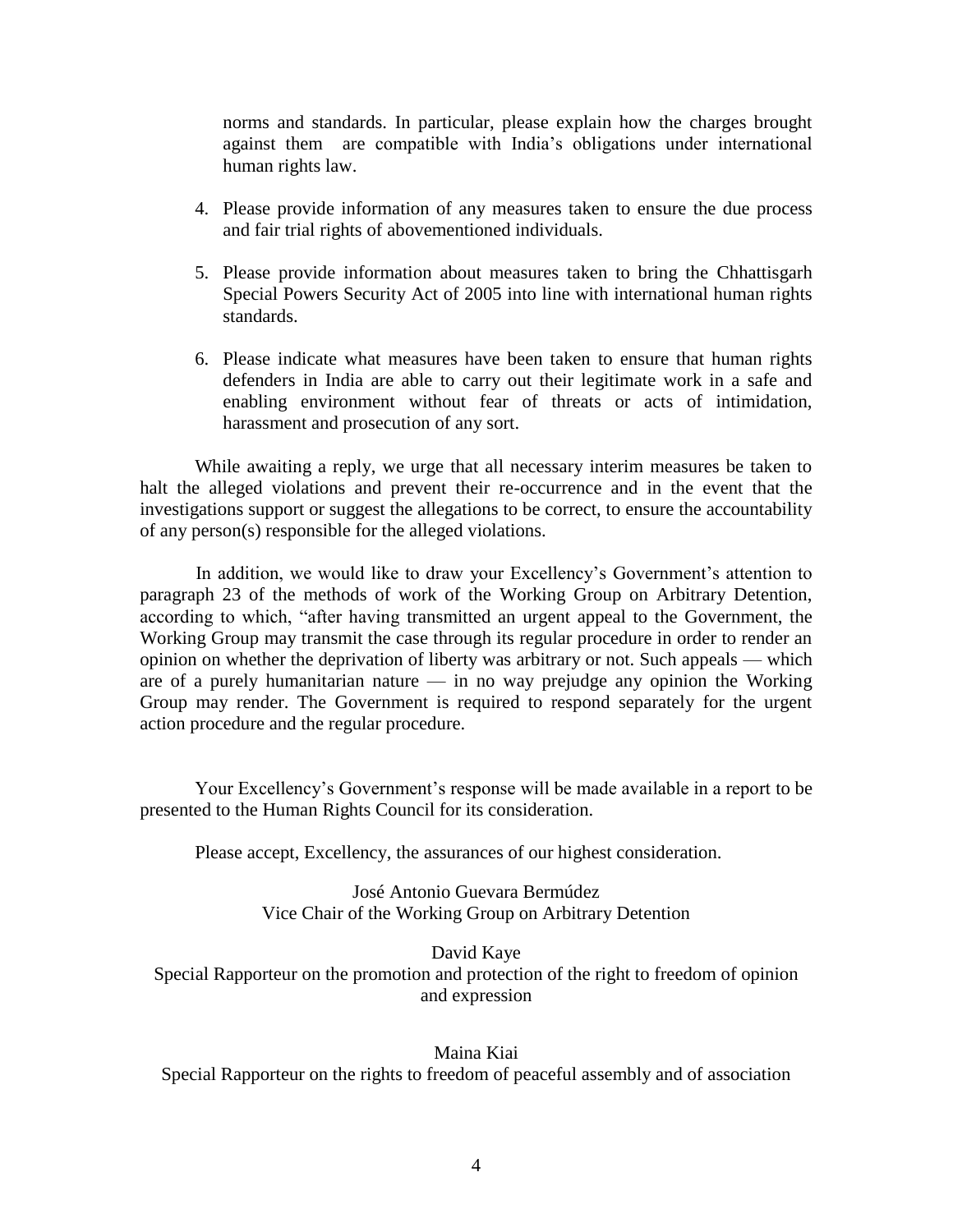norms and standards. In particular, please explain how the charges brought against them are compatible with India's obligations under international human rights law.

4. Please provide information of any measures taken to ensure the due process and fair trial rights of abovementioned individuals.

5. Please provide information about measures taken to bring the Chhattisgarh Special Powers Security Act of 2005 into line with international human rights standards.

6. Please indicate what measures have been taken to ensure that human rights defenders in India are able to carry out their legitimate work in a safe and enabling environment without fear of threats or acts of intimidation, harassment and prosecution of any sort.

While awaiting a reply, we urge that all necessary interim measures be taken to halt the alleged violations and prevent their re-occurrence and in the event that the investigations support or suggest the allegations to be correct, to ensure the accountability of any person(s) responsible for the alleged violations.

In addition, we would like to draw your Excellency's Government's attention to paragraph 23 of the methods of work of the Working Group on Arbitrary Detention, according to which, "after having transmitted an urgent appeal to the Government, the Working Group may transmit the case through its regular procedure in order to render an opinion on whether the deprivation of liberty was arbitrary or not. Such appeals — which are of a purely humanitarian nature — in no way prejudge any opinion the Working Group may render. The Government is required to respond separately for the urgent action procedure and the regular procedure.

Your Excellency's Government's response will be made available in a report to be presented to the Human Rights Council for its consideration.

Please accept, Excellency, the assurances of our highest consideration.

José Antonio Guevara Bermúdez
Vice Chair of the Working Group on Arbitrary Detention

David Kaye
Special Rapporteur on the promotion and protection of the right to freedom of opinion and expression

Maina Kiai
Special Rapporteur on the rights to freedom of peaceful assembly and of association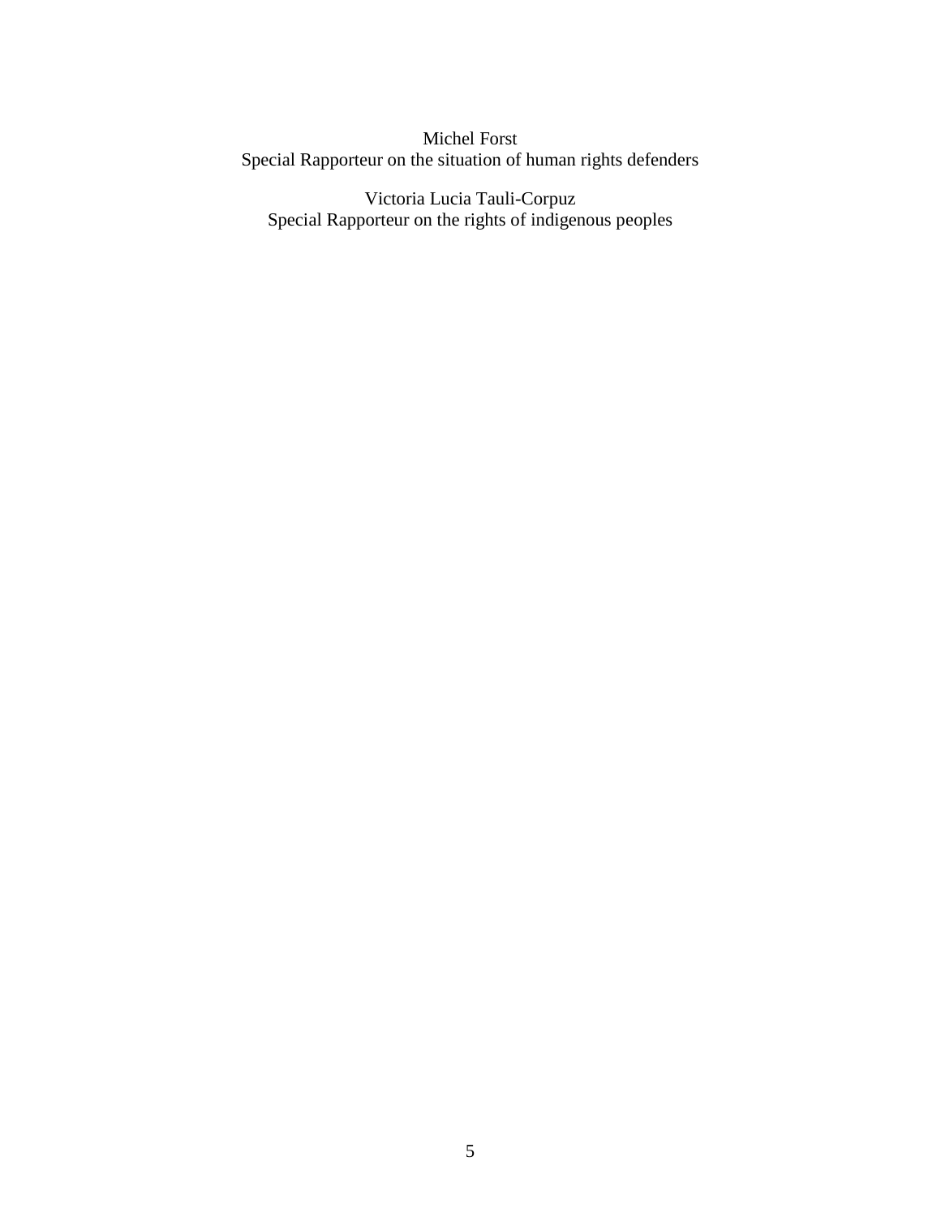Michel Forst
Special Rapporteur on the situation of human rights defenders

Victoria Lucia Tauli-Corpuz
Special Rapporteur on the rights of indigenous peoples